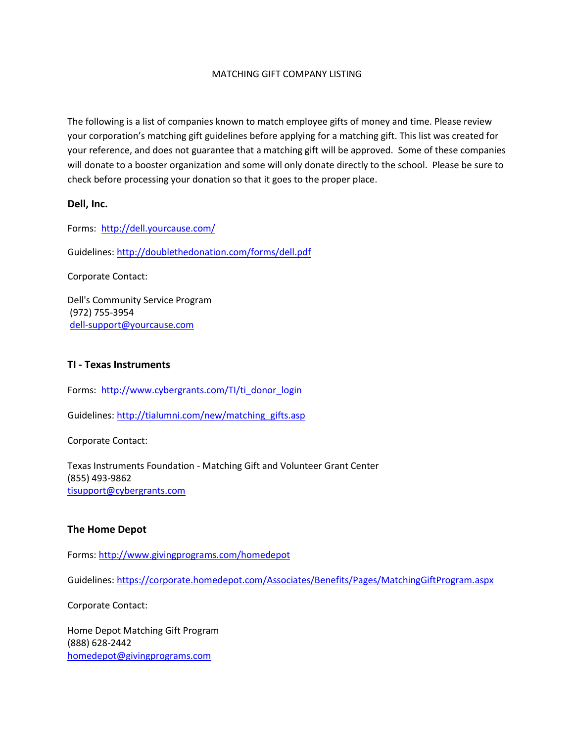# MATCHING GIFT COMPANY LISTING

The following is a list of companies known to match employee gifts of money and time. Please review your corporation's matching gift guidelines before applying for a matching gift. This list was created for your reference, and does not guarantee that a matching gift will be approved. Some of these companies will donate to a booster organization and some will only donate directly to the school. Please be sure to check before processing your donation so that it goes to the proper place.

## Dell, Inc.

Forms: http://dell.yourcause.com/

Guidelines: http://doublethedonation.com/forms/dell.pdf

Corporate Contact:

Dell's Community Service Program
(972) 755-3954
dell-support@yourcause.com

## TI - Texas Instruments

Forms: http://www.cybergrants.com/TI/ti_donor_login

Guidelines: http://tialumni.com/new/matching_gifts.asp

Corporate Contact:

Texas Instruments Foundation - Matching Gift and Volunteer Grant Center
(855) 493-9862
tisupport@cybergrants.com

## The Home Depot

Forms: http://www.givingprograms.com/homedepot

Guidelines: https://corporate.homedepot.com/Associates/Benefits/Pages/MatchingGiftProgram.aspx

Corporate Contact:

Home Depot Matching Gift Program
(888) 628-2442
homedepot@givingprograms.com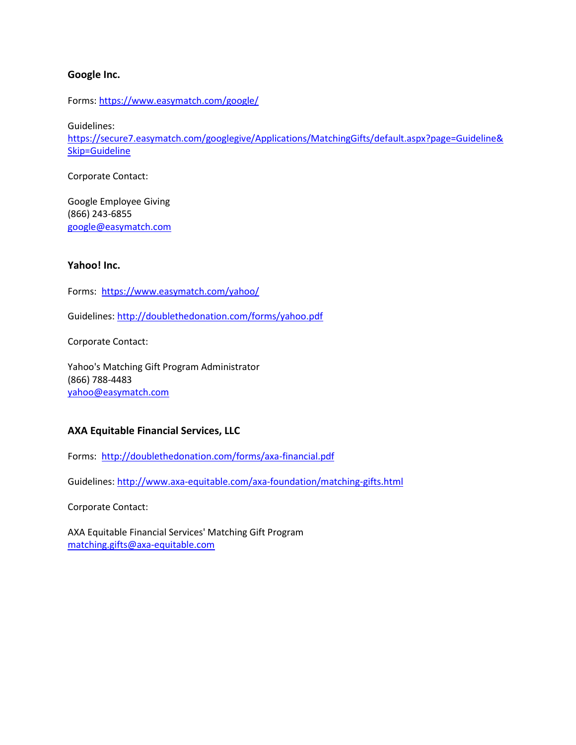### Google Inc.

Forms: https://www.easymatch.com/google/

Guidelines:
https://secure7.easymatch.com/googlegive/Applications/MatchingGifts/default.aspx?page=Guideline&Skip=Guideline

Corporate Contact:

Google Employee Giving
(866) 243-6855
google@easymatch.com

### Yahoo! Inc.

Forms: https://www.easymatch.com/yahoo/

Guidelines: http://doublethedonation.com/forms/yahoo.pdf

Corporate Contact:

Yahoo's Matching Gift Program Administrator
(866) 788-4483
yahoo@easymatch.com

### AXA Equitable Financial Services, LLC

Forms: http://doublethedonation.com/forms/axa-financial.pdf

Guidelines: http://www.axa-equitable.com/axa-foundation/matching-gifts.html

Corporate Contact:

AXA Equitable Financial Services' Matching Gift Program
matching.gifts@axa-equitable.com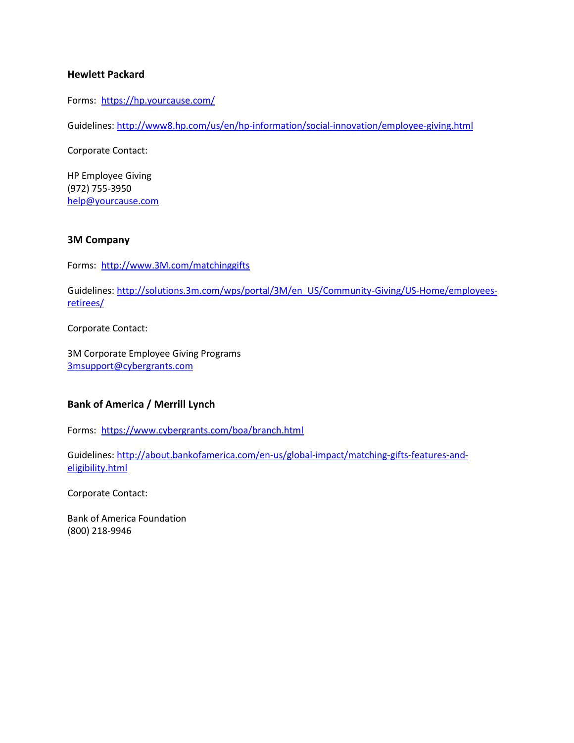## Hewlett Packard

Forms: https://hp.yourcause.com/

Guidelines: http://www8.hp.com/us/en/hp-information/social-innovation/employee-giving.html

Corporate Contact:

HP Employee Giving
(972) 755-3950
help@yourcause.com

## 3M Company

Forms: http://www.3M.com/matchinggifts

Guidelines: http://solutions.3m.com/wps/portal/3M/en_US/Community-Giving/US-Home/employees-retirees/

Corporate Contact:

3M Corporate Employee Giving Programs
3msupport@cybergrants.com

## Bank of America / Merrill Lynch

Forms: https://www.cybergrants.com/boa/branch.html

Guidelines: http://about.bankofamerica.com/en-us/global-impact/matching-gifts-features-and-eligibility.html

Corporate Contact:

Bank of America Foundation
(800) 218-9946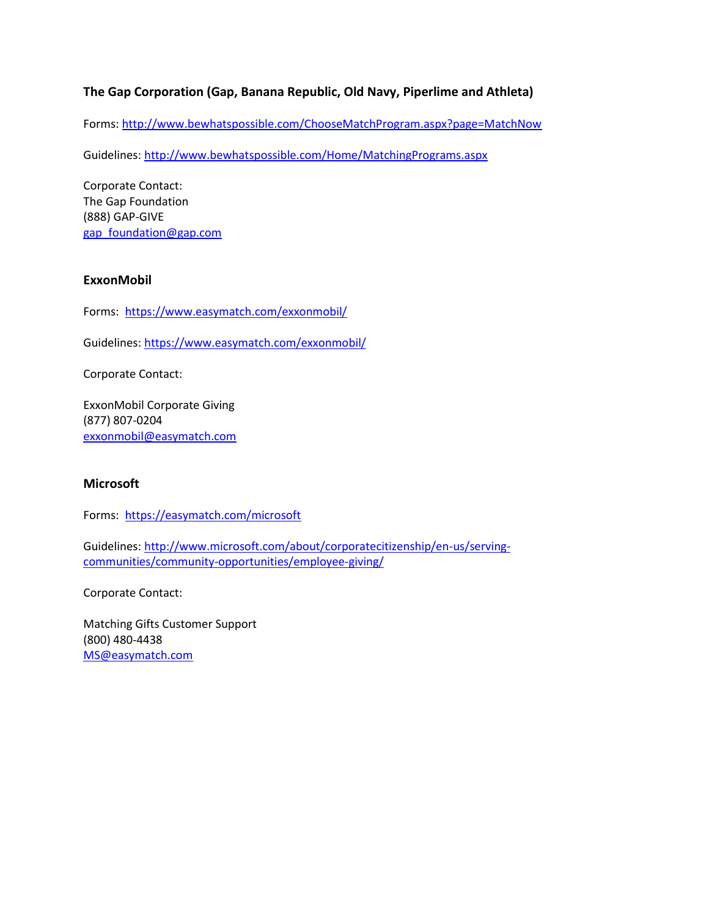**The Gap Corporation (Gap, Banana Republic, Old Navy, Piperlime and Athleta)**

Forms: http://www.bewhatspossible.com/ChooseMatchProgram.aspx?page=MatchNow

Guidelines: http://www.bewhatspossible.com/Home/MatchingPrograms.aspx

Corporate Contact:
The Gap Foundation
(888) GAP-GIVE
gap_foundation@gap.com

**ExxonMobil**

Forms: https://www.easymatch.com/exxonmobil/

Guidelines: https://www.easymatch.com/exxonmobil/

Corporate Contact:

ExxonMobil Corporate Giving
(877) 807-0204
exxonmobil@easymatch.com

**Microsoft**

Forms: https://easymatch.com/microsoft

Guidelines: http://www.microsoft.com/about/corporatecitizenship/en-us/serving-communities/community-opportunities/employee-giving/

Corporate Contact:

Matching Gifts Customer Support
(800) 480-4438
MS@easymatch.com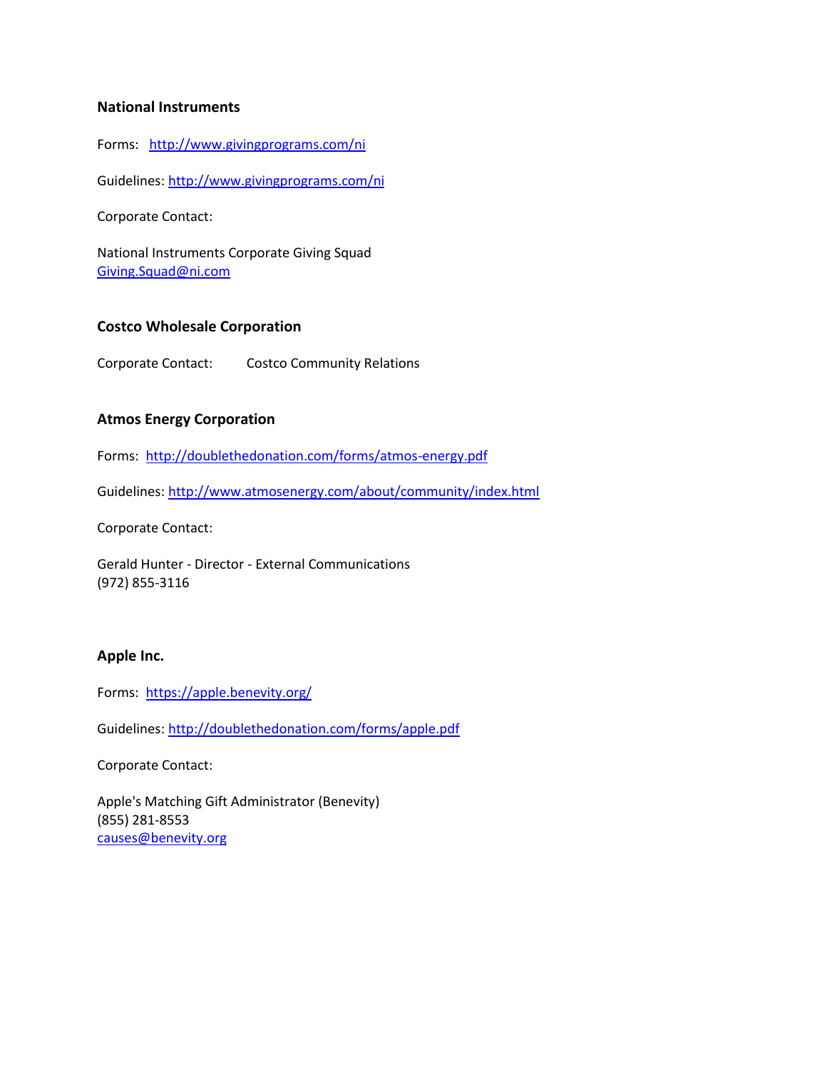**National Instruments**

Forms: http://www.givingprograms.com/ni

Guidelines: http://www.givingprograms.com/ni

Corporate Contact:

National Instruments Corporate Giving Squad
Giving.Squad@ni.com

**Costco Wholesale Corporation**

Corporate Contact: Costco Community Relations

**Atmos Energy Corporation**

Forms: http://doublethedonation.com/forms/atmos-energy.pdf

Guidelines: http://www.atmosenergy.com/about/community/index.html

Corporate Contact:

Gerald Hunter - Director - External Communications
(972) 855-3116

**Apple Inc.**

Forms: https://apple.benevity.org/

Guidelines: http://doublethedonation.com/forms/apple.pdf

Corporate Contact:

Apple's Matching Gift Administrator (Benevity)
(855) 281-8553
causes@benevity.org